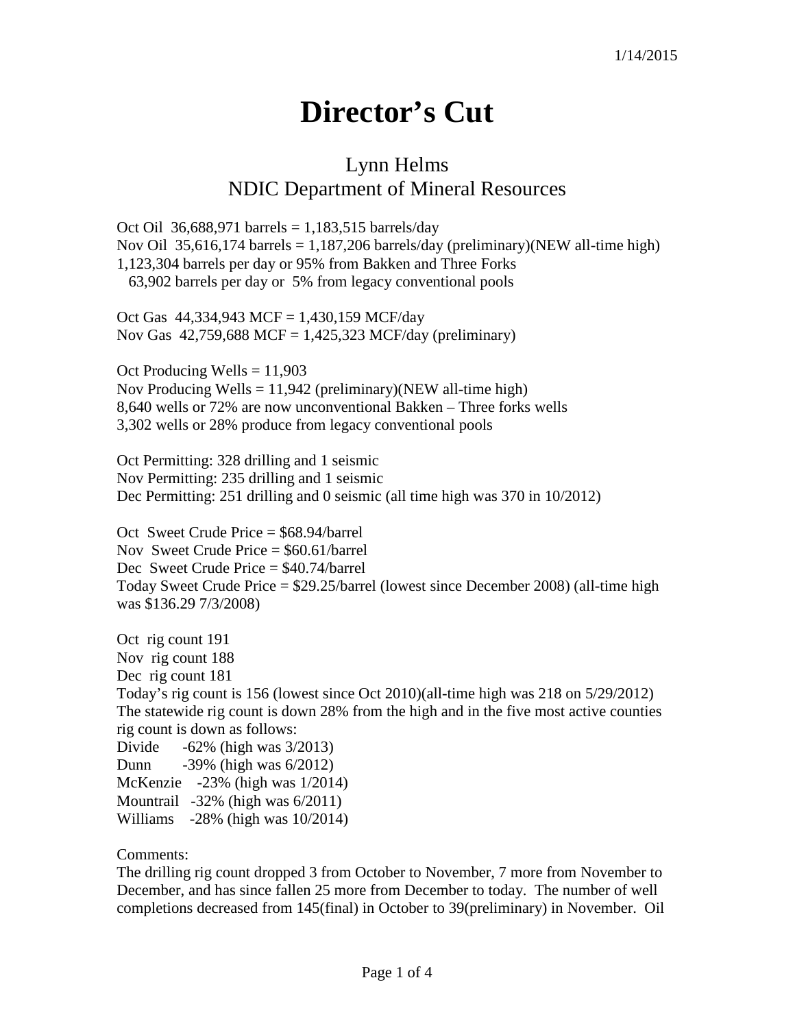1/14/2015

# Director's Cut

## Lynn Helms
## NDIC Department of Mineral Resources

Oct Oil 36,688,971 barrels = 1,183,515 barrels/day
Nov Oil 35,616,174 barrels = 1,187,206 barrels/day (preliminary)(NEW all-time high)
1,123,304 barrels per day or 95% from Bakken and Three Forks
63,902 barrels per day or 5% from legacy conventional pools

Oct Gas 44,334,943 MCF = 1,430,159 MCF/day
Nov Gas 42,759,688 MCF = 1,425,323 MCF/day (preliminary)

Oct Producing Wells = 11,903
Nov Producing Wells = 11,942 (preliminary)(NEW all-time high)
8,640 wells or 72% are now unconventional Bakken – Three forks wells
3,302 wells or 28% produce from legacy conventional pools

Oct Permitting: 328 drilling and 1 seismic
Nov Permitting: 235 drilling and 1 seismic
Dec Permitting: 251 drilling and 0 seismic (all time high was 370 in 10/2012)

Oct Sweet Crude Price = $68.94/barrel
Nov Sweet Crude Price = $60.61/barrel
Dec Sweet Crude Price = $40.74/barrel
Today Sweet Crude Price = $29.25/barrel (lowest since December 2008) (all-time high was $136.29 7/3/2008)

Oct rig count 191
Nov rig count 188
Dec rig count 181
Today's rig count is 156 (lowest since Oct 2010)(all-time high was 218 on 5/29/2012)
The statewide rig count is down 28% from the high and in the five most active counties rig count is down as follows:
Divide -62% (high was 3/2013)
Dunn -39% (high was 6/2012)
McKenzie -23% (high was 1/2014)
Mountrail -32% (high was 6/2011)
Williams -28% (high was 10/2014)

Comments:
The drilling rig count dropped 3 from October to November, 7 more from November to December, and has since fallen 25 more from December to today. The number of well completions decreased from 145(final) in October to 39(preliminary) in November. Oil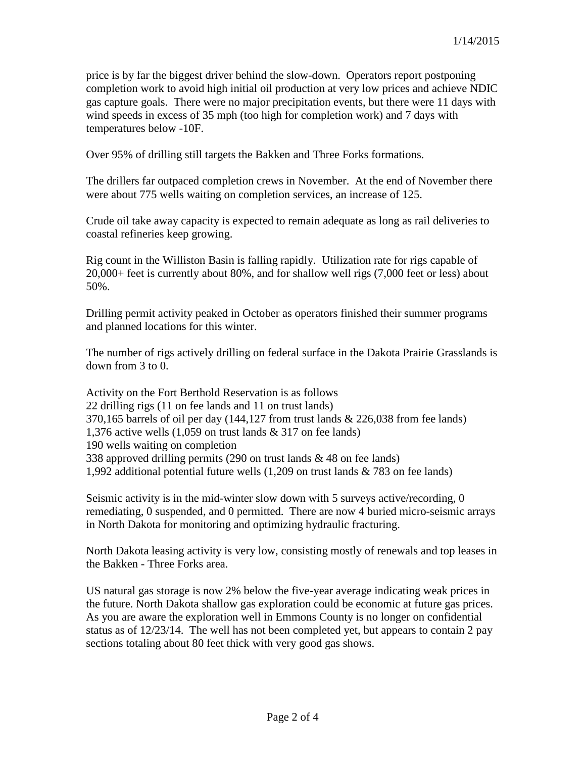price is by far the biggest driver behind the slow-down. Operators report postponing completion work to avoid high initial oil production at very low prices and achieve NDIC gas capture goals. There were no major precipitation events, but there were 11 days with wind speeds in excess of 35 mph (too high for completion work) and 7 days with temperatures below -10F.

Over 95% of drilling still targets the Bakken and Three Forks formations.

The drillers far outpaced completion crews in November. At the end of November there were about 775 wells waiting on completion services, an increase of 125.

Crude oil take away capacity is expected to remain adequate as long as rail deliveries to coastal refineries keep growing.

Rig count in the Williston Basin is falling rapidly. Utilization rate for rigs capable of 20,000+ feet is currently about 80%, and for shallow well rigs (7,000 feet or less) about 50%.

Drilling permit activity peaked in October as operators finished their summer programs and planned locations for this winter.

The number of rigs actively drilling on federal surface in the Dakota Prairie Grasslands is down from 3 to 0.

Activity on the Fort Berthold Reservation is as follows
22 drilling rigs (11 on fee lands and 11 on trust lands)
370,165 barrels of oil per day (144,127 from trust lands & 226,038 from fee lands)
1,376 active wells (1,059 on trust lands & 317 on fee lands)
190 wells waiting on completion
338 approved drilling permits (290 on trust lands & 48 on fee lands)
1,992 additional potential future wells (1,209 on trust lands & 783 on fee lands)

Seismic activity is in the mid-winter slow down with 5 surveys active/recording, 0 remediating, 0 suspended, and 0 permitted. There are now 4 buried micro-seismic arrays in North Dakota for monitoring and optimizing hydraulic fracturing.

North Dakota leasing activity is very low, consisting mostly of renewals and top leases in the Bakken - Three Forks area.

US natural gas storage is now 2% below the five-year average indicating weak prices in the future. North Dakota shallow gas exploration could be economic at future gas prices. As you are aware the exploration well in Emmons County is no longer on confidential status as of 12/23/14. The well has not been completed yet, but appears to contain 2 pay sections totaling about 80 feet thick with very good gas shows.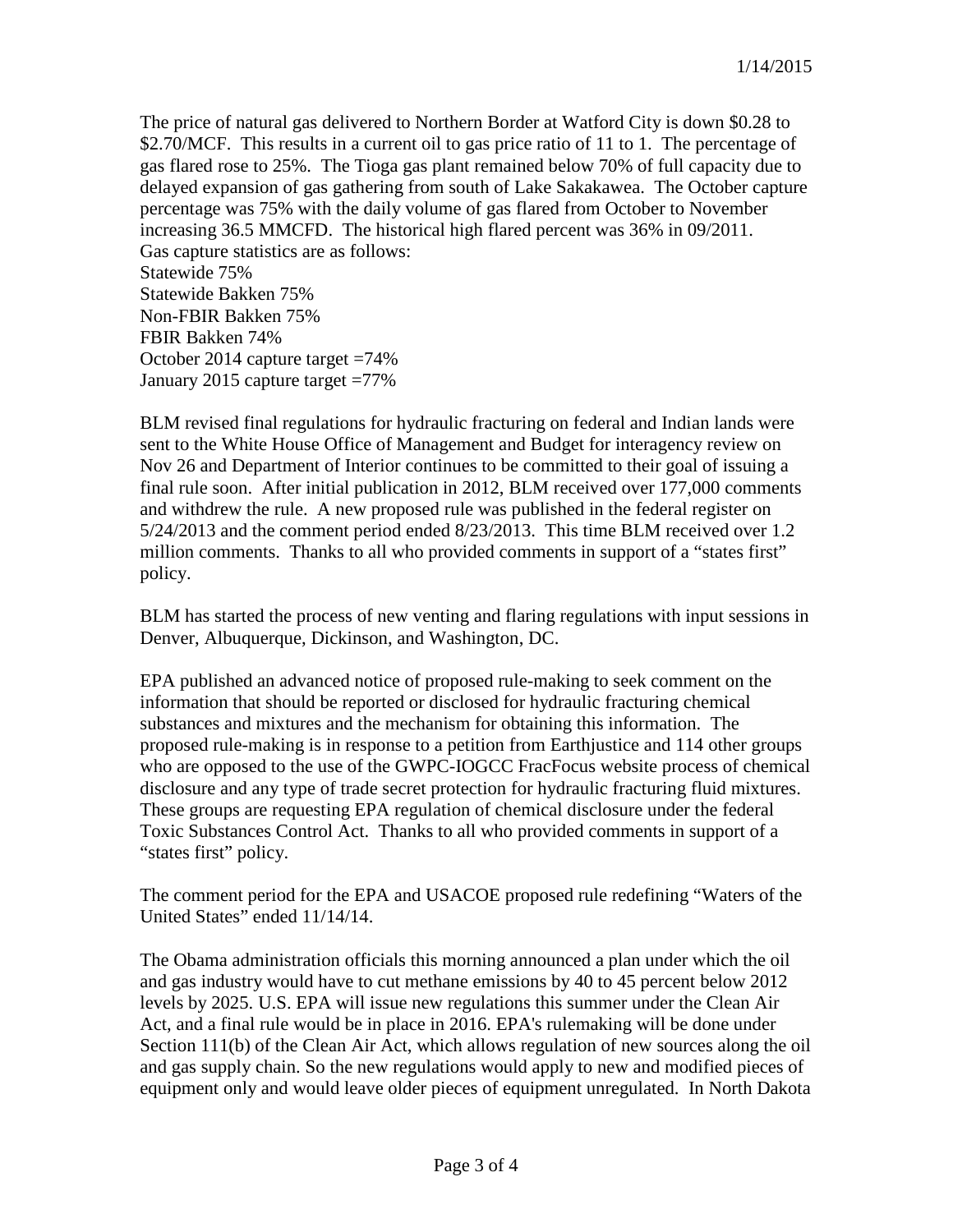The price of natural gas delivered to Northern Border at Watford City is down $0.28 to $2.70/MCF. This results in a current oil to gas price ratio of 11 to 1. The percentage of gas flared rose to 25%. The Tioga gas plant remained below 70% of full capacity due to delayed expansion of gas gathering from south of Lake Sakakawea. The October capture percentage was 75% with the daily volume of gas flared from October to November increasing 36.5 MMCFD. The historical high flared percent was 36% in 09/2011.
Gas capture statistics are as follows:
Statewide 75%
Statewide Bakken 75%
Non-FBIR Bakken 75%
FBIR Bakken 74%
October 2014 capture target =74%
January 2015 capture target =77%

BLM revised final regulations for hydraulic fracturing on federal and Indian lands were sent to the White House Office of Management and Budget for interagency review on Nov 26 and Department of Interior continues to be committed to their goal of issuing a final rule soon. After initial publication in 2012, BLM received over 177,000 comments and withdrew the rule. A new proposed rule was published in the federal register on 5/24/2013 and the comment period ended 8/23/2013. This time BLM received over 1.2 million comments. Thanks to all who provided comments in support of a "states first" policy.

BLM has started the process of new venting and flaring regulations with input sessions in Denver, Albuquerque, Dickinson, and Washington, DC.

EPA published an advanced notice of proposed rule-making to seek comment on the information that should be reported or disclosed for hydraulic fracturing chemical substances and mixtures and the mechanism for obtaining this information. The proposed rule-making is in response to a petition from Earthjustice and 114 other groups who are opposed to the use of the GWPC-IOGCC FracFocus website process of chemical disclosure and any type of trade secret protection for hydraulic fracturing fluid mixtures. These groups are requesting EPA regulation of chemical disclosure under the federal Toxic Substances Control Act. Thanks to all who provided comments in support of a "states first" policy.

The comment period for the EPA and USACOE proposed rule redefining "Waters of the United States" ended 11/14/14.

The Obama administration officials this morning announced a plan under which the oil and gas industry would have to cut methane emissions by 40 to 45 percent below 2012 levels by 2025. U.S. EPA will issue new regulations this summer under the Clean Air Act, and a final rule would be in place in 2016. EPA's rulemaking will be done under Section 111(b) of the Clean Air Act, which allows regulation of new sources along the oil and gas supply chain. So the new regulations would apply to new and modified pieces of equipment only and would leave older pieces of equipment unregulated. In North Dakota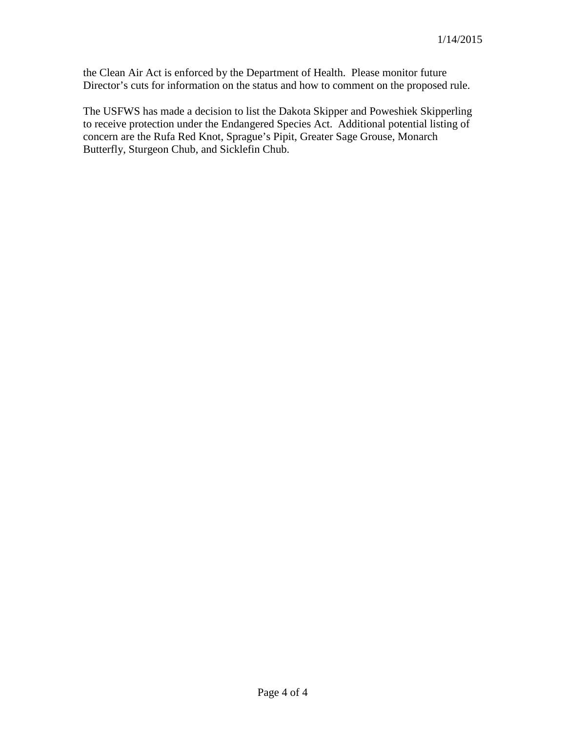the Clean Air Act is enforced by the Department of Health. Please monitor future Director's cuts for information on the status and how to comment on the proposed rule.

The USFWS has made a decision to list the Dakota Skipper and Poweshiek Skipperling to receive protection under the Endangered Species Act. Additional potential listing of concern are the Rufa Red Knot, Sprague's Pipit, Greater Sage Grouse, Monarch Butterfly, Sturgeon Chub, and Sicklefin Chub.